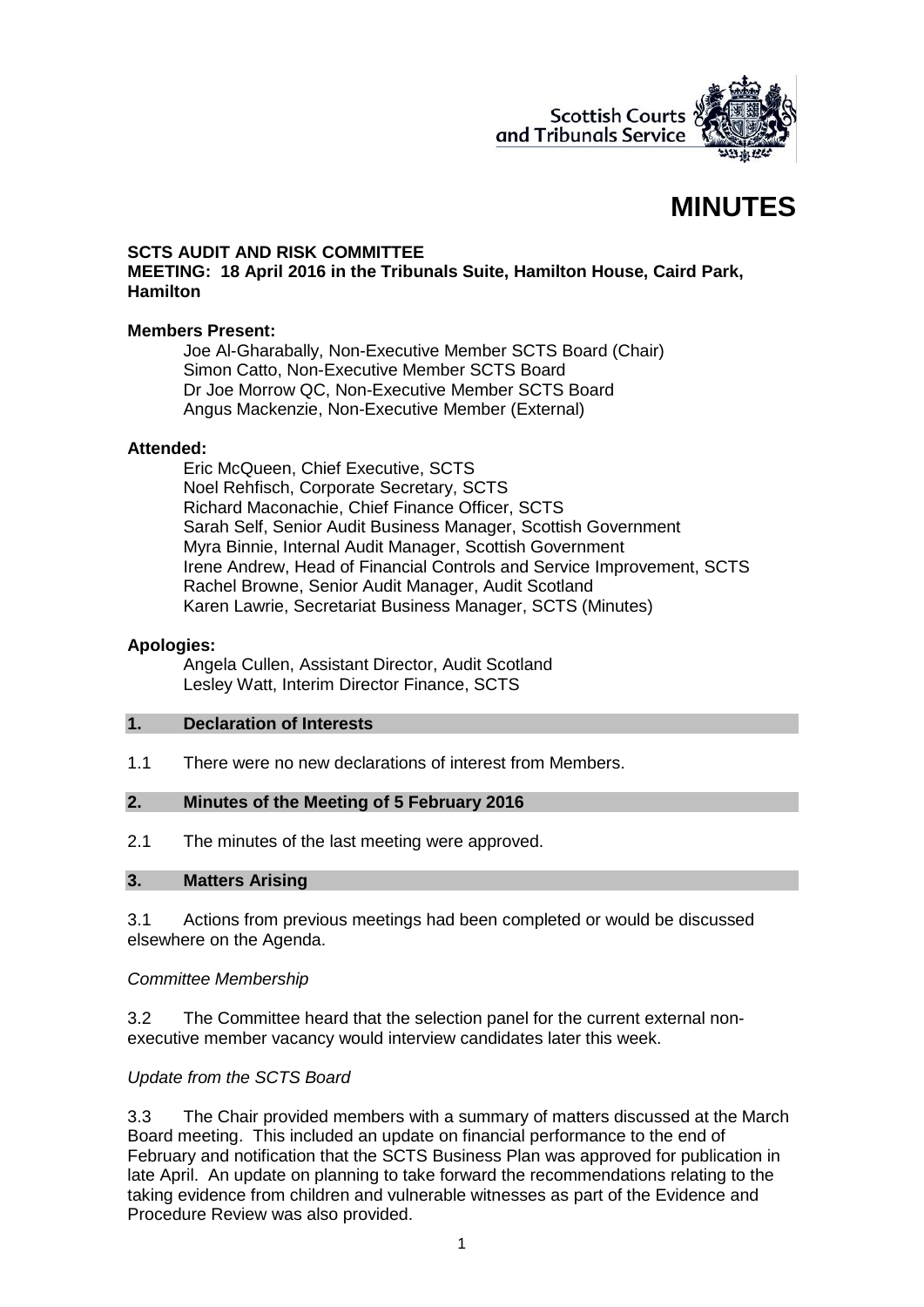# MINUTES

**SCTS AUDIT AND RISK COMMITTEE**
**MEETING: 18 April 2016 in the Tribunals Suite, Hamilton House, Caird Park, Hamilton**

**Members Present:**

Joe Al-Gharabally, Non-Executive Member SCTS Board (Chair)
Simon Catto, Non-Executive Member SCTS Board
Dr Joe Morrow QC, Non-Executive Member SCTS Board
Angus Mackenzie, Non-Executive Member (External)

**Attended:**

Eric McQueen, Chief Executive, SCTS
Noel Rehfisch, Corporate Secretary, SCTS
Richard Maconachie, Chief Finance Officer, SCTS
Sarah Self, Senior Audit Business Manager, Scottish Government
Myra Binnie, Internal Audit Manager, Scottish Government
Irene Andrew, Head of Financial Controls and Service Improvement, SCTS
Rachel Browne, Senior Audit Manager, Audit Scotland
Karen Lawrie, Secretariat Business Manager, SCTS (Minutes)

**Apologies:**

Angela Cullen, Assistant Director, Audit Scotland
Lesley Watt, Interim Director Finance, SCTS

## 1. Declaration of Interests

1.1 There were no new declarations of interest from Members.

## 2. Minutes of the Meeting of 5 February 2016

2.1 The minutes of the last meeting were approved.

## 3. Matters Arising

3.1 Actions from previous meetings had been completed or would be discussed elsewhere on the Agenda.

*Committee Membership*

3.2 The Committee heard that the selection panel for the current external non-executive member vacancy would interview candidates later this week.

*Update from the SCTS Board*

3.3 The Chair provided members with a summary of matters discussed at the March Board meeting. This included an update on financial performance to the end of February and notification that the SCTS Business Plan was approved for publication in late April. An update on planning to take forward the recommendations relating to the taking evidence from children and vulnerable witnesses as part of the Evidence and Procedure Review was also provided.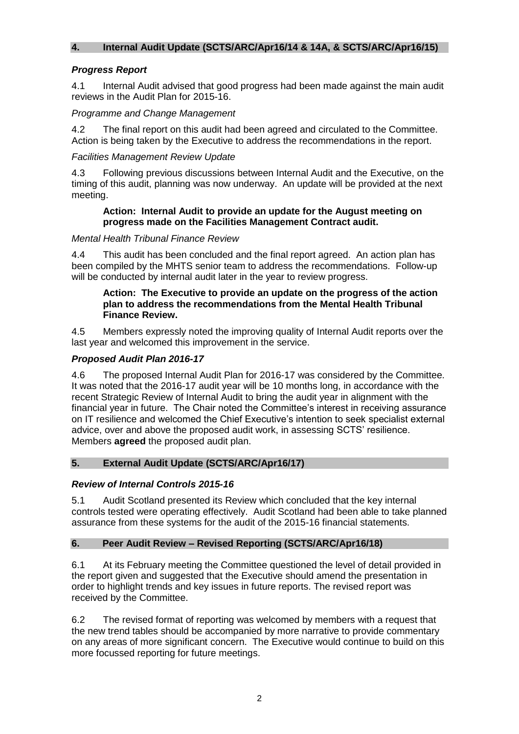## 4. Internal Audit Update (SCTS/ARC/Apr16/14 & 14A, & SCTS/ARC/Apr16/15)

### *Progress Report*

4.1 Internal Audit advised that good progress had been made against the main audit reviews in the Audit Plan for 2015-16.

*Programme and Change Management*

4.2 The final report on this audit had been agreed and circulated to the Committee. Action is being taken by the Executive to address the recommendations in the report.

*Facilities Management Review Update*

4.3 Following previous discussions between Internal Audit and the Executive, on the timing of this audit, planning was now underway. An update will be provided at the next meeting.

> **Action: Internal Audit to provide an update for the August meeting on progress made on the Facilities Management Contract audit.**

*Mental Health Tribunal Finance Review*

4.4 This audit has been concluded and the final report agreed. An action plan has been compiled by the MHTS senior team to address the recommendations. Follow-up will be conducted by internal audit later in the year to review progress.

> **Action: The Executive to provide an update on the progress of the action plan to address the recommendations from the Mental Health Tribunal Finance Review.**

4.5 Members expressly noted the improving quality of Internal Audit reports over the last year and welcomed this improvement in the service.

### *Proposed Audit Plan 2016-17*

4.6 The proposed Internal Audit Plan for 2016-17 was considered by the Committee. It was noted that the 2016-17 audit year will be 10 months long, in accordance with the recent Strategic Review of Internal Audit to bring the audit year in alignment with the financial year in future. The Chair noted the Committee's interest in receiving assurance on IT resilience and welcomed the Chief Executive's intention to seek specialist external advice, over and above the proposed audit work, in assessing SCTS' resilience. Members **agreed** the proposed audit plan.

## 5. External Audit Update (SCTS/ARC/Apr16/17)

### *Review of Internal Controls 2015-16*

5.1 Audit Scotland presented its Review which concluded that the key internal controls tested were operating effectively. Audit Scotland had been able to take planned assurance from these systems for the audit of the 2015-16 financial statements.

## 6. Peer Audit Review – Revised Reporting (SCTS/ARC/Apr16/18)

6.1 At its February meeting the Committee questioned the level of detail provided in the report given and suggested that the Executive should amend the presentation in order to highlight trends and key issues in future reports. The revised report was received by the Committee.

6.2 The revised format of reporting was welcomed by members with a request that the new trend tables should be accompanied by more narrative to provide commentary on any areas of more significant concern. The Executive would continue to build on this more focussed reporting for future meetings.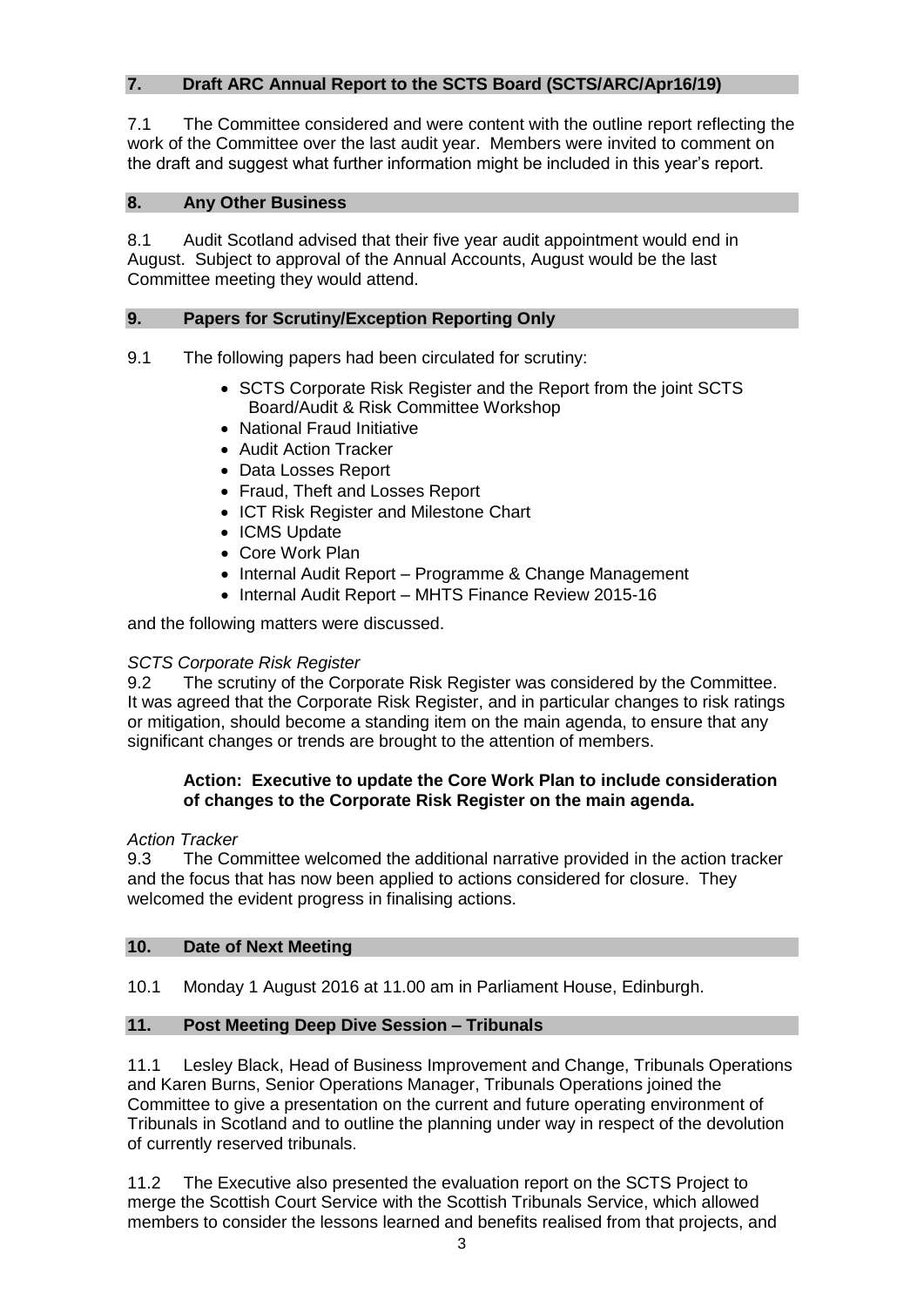## 7. Draft ARC Annual Report to the SCTS Board (SCTS/ARC/Apr16/19)

7.1 The Committee considered and were content with the outline report reflecting the work of the Committee over the last audit year. Members were invited to comment on the draft and suggest what further information might be included in this year's report.

## 8. Any Other Business

8.1 Audit Scotland advised that their five year audit appointment would end in August. Subject to approval of the Annual Accounts, August would be the last Committee meeting they would attend.

## 9. Papers for Scrutiny/Exception Reporting Only

9.1 The following papers had been circulated for scrutiny:

- SCTS Corporate Risk Register and the Report from the joint SCTS Board/Audit & Risk Committee Workshop
- National Fraud Initiative
- Audit Action Tracker
- Data Losses Report
- Fraud, Theft and Losses Report
- ICT Risk Register and Milestone Chart
- ICMS Update
- Core Work Plan
- Internal Audit Report – Programme & Change Management
- Internal Audit Report – MHTS Finance Review 2015-16

and the following matters were discussed.

*SCTS Corporate Risk Register*

9.2 The scrutiny of the Corporate Risk Register was considered by the Committee. It was agreed that the Corporate Risk Register, and in particular changes to risk ratings or mitigation, should become a standing item on the main agenda, to ensure that any significant changes or trends are brought to the attention of members.

> **Action: Executive to update the Core Work Plan to include consideration of changes to the Corporate Risk Register on the main agenda.**

*Action Tracker*

9.3 The Committee welcomed the additional narrative provided in the action tracker and the focus that has now been applied to actions considered for closure. They welcomed the evident progress in finalising actions.

## 10. Date of Next Meeting

10.1 Monday 1 August 2016 at 11.00 am in Parliament House, Edinburgh.

## 11. Post Meeting Deep Dive Session – Tribunals

11.1 Lesley Black, Head of Business Improvement and Change, Tribunals Operations and Karen Burns, Senior Operations Manager, Tribunals Operations joined the Committee to give a presentation on the current and future operating environment of Tribunals in Scotland and to outline the planning under way in respect of the devolution of currently reserved tribunals.

11.2 The Executive also presented the evaluation report on the SCTS Project to merge the Scottish Court Service with the Scottish Tribunals Service, which allowed members to consider the lessons learned and benefits realised from that projects, and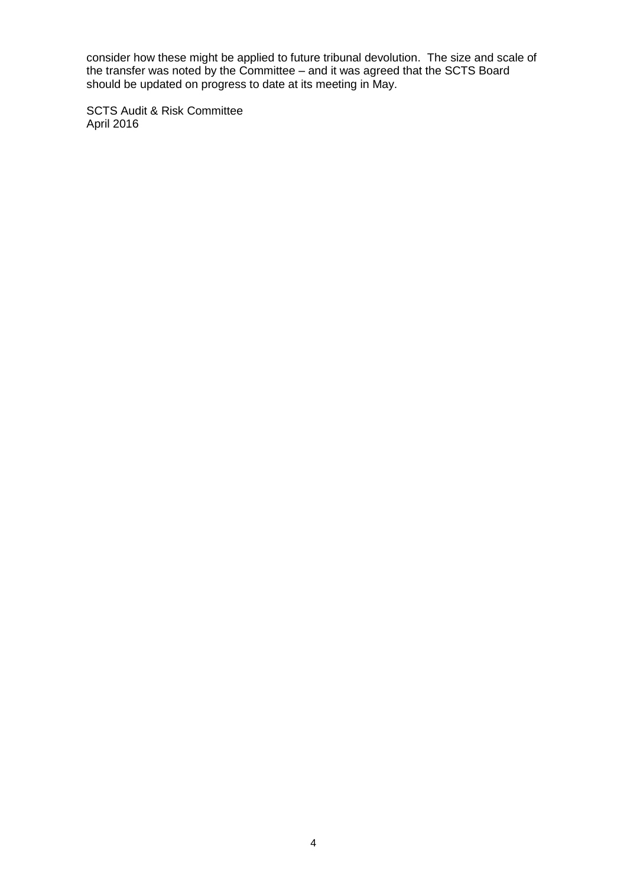consider how these might be applied to future tribunal devolution. The size and scale of the transfer was noted by the Committee – and it was agreed that the SCTS Board should be updated on progress to date at its meeting in May.

SCTS Audit & Risk Committee
April 2016